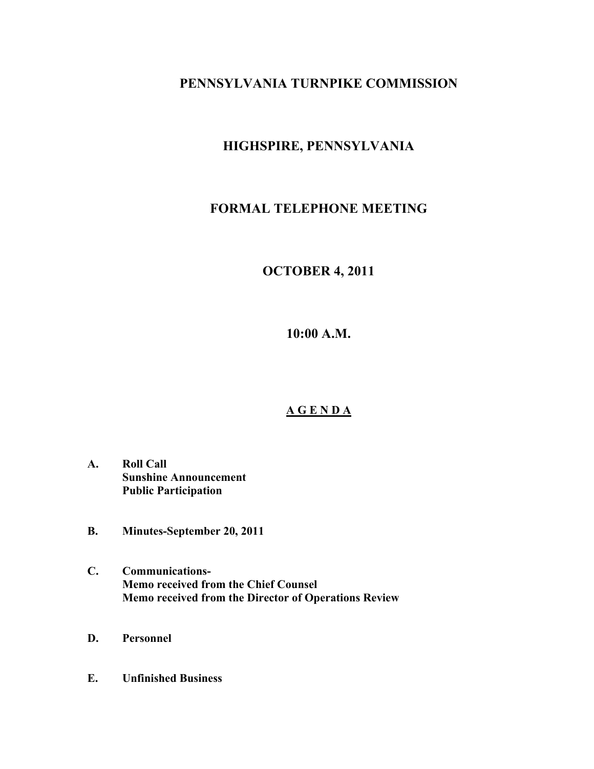# PENNSYLVANIA TURNPIKE COMMISSION

## HIGHSPIRE, PENNSYLVANIA

## FORMAL TELEPHONE MEETING

## OCTOBER 4, 2011

## 10:00 A.M.

## A G E N D A

**A. Roll Call**
**Sunshine Announcement**
**Public Participation**

**B. Minutes-September 20, 2011**

**C. Communications-**
**Memo received from the Chief Counsel**
**Memo received from the Director of Operations Review**

**D. Personnel**

**E. Unfinished Business**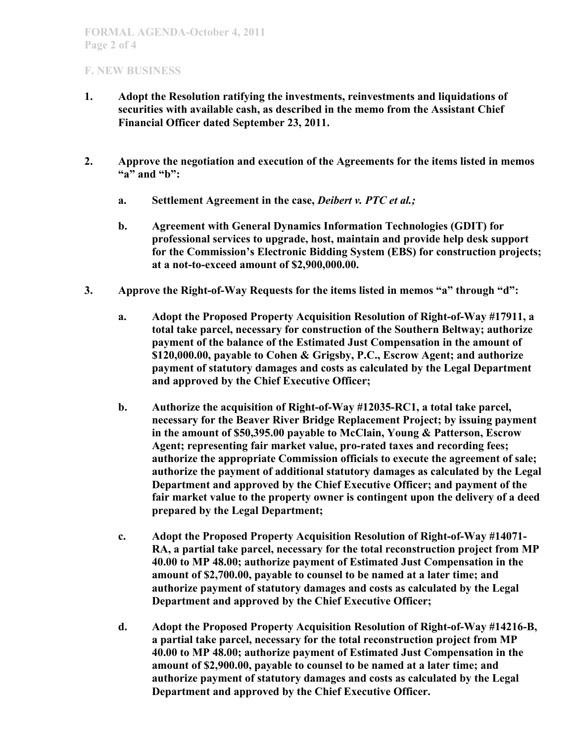## F. NEW BUSINESS

1. **Adopt the Resolution ratifying the investments, reinvestments and liquidations of securities with available cash, as described in the memo from the Assistant Chief Financial Officer dated September 23, 2011.**

2. **Approve the negotiation and execution of the Agreements for the items listed in memos "a" and "b":**

   a. **Settlement Agreement in the case, *Deibert v. PTC et al.;***

   b. **Agreement with General Dynamics Information Technologies (GDIT) for professional services to upgrade, host, maintain and provide help desk support for the Commission's Electronic Bidding System (EBS) for construction projects; at a not-to-exceed amount of $2,900,000.00.**

3. **Approve the Right-of-Way Requests for the items listed in memos "a" through "d":**

   a. **Adopt the Proposed Property Acquisition Resolution of Right-of-Way #17911, a total take parcel, necessary for construction of the Southern Beltway; authorize payment of the balance of the Estimated Just Compensation in the amount of $120,000.00, payable to Cohen & Grigsby, P.C., Escrow Agent; and authorize payment of statutory damages and costs as calculated by the Legal Department and approved by the Chief Executive Officer;**

   b. **Authorize the acquisition of Right-of-Way #12035-RC1, a total take parcel, necessary for the Beaver River Bridge Replacement Project; by issuing payment in the amount of $50,395.00 payable to McClain, Young & Patterson, Escrow Agent; representing fair market value, pro-rated taxes and recording fees; authorize the appropriate Commission officials to execute the agreement of sale; authorize the payment of additional statutory damages as calculated by the Legal Department and approved by the Chief Executive Officer; and payment of the fair market value to the property owner is contingent upon the delivery of a deed prepared by the Legal Department;**

   c. **Adopt the Proposed Property Acquisition Resolution of Right-of-Way #14071-RA, a partial take parcel, necessary for the total reconstruction project from MP 40.00 to MP 48.00; authorize payment of Estimated Just Compensation in the amount of $2,700.00, payable to counsel to be named at a later time; and authorize payment of statutory damages and costs as calculated by the Legal Department and approved by the Chief Executive Officer;**

   d. **Adopt the Proposed Property Acquisition Resolution of Right-of-Way #14216-B, a partial take parcel, necessary for the total reconstruction project from MP 40.00 to MP 48.00; authorize payment of Estimated Just Compensation in the amount of $2,900.00, payable to counsel to be named at a later time; and authorize payment of statutory damages and costs as calculated by the Legal Department and approved by the Chief Executive Officer.**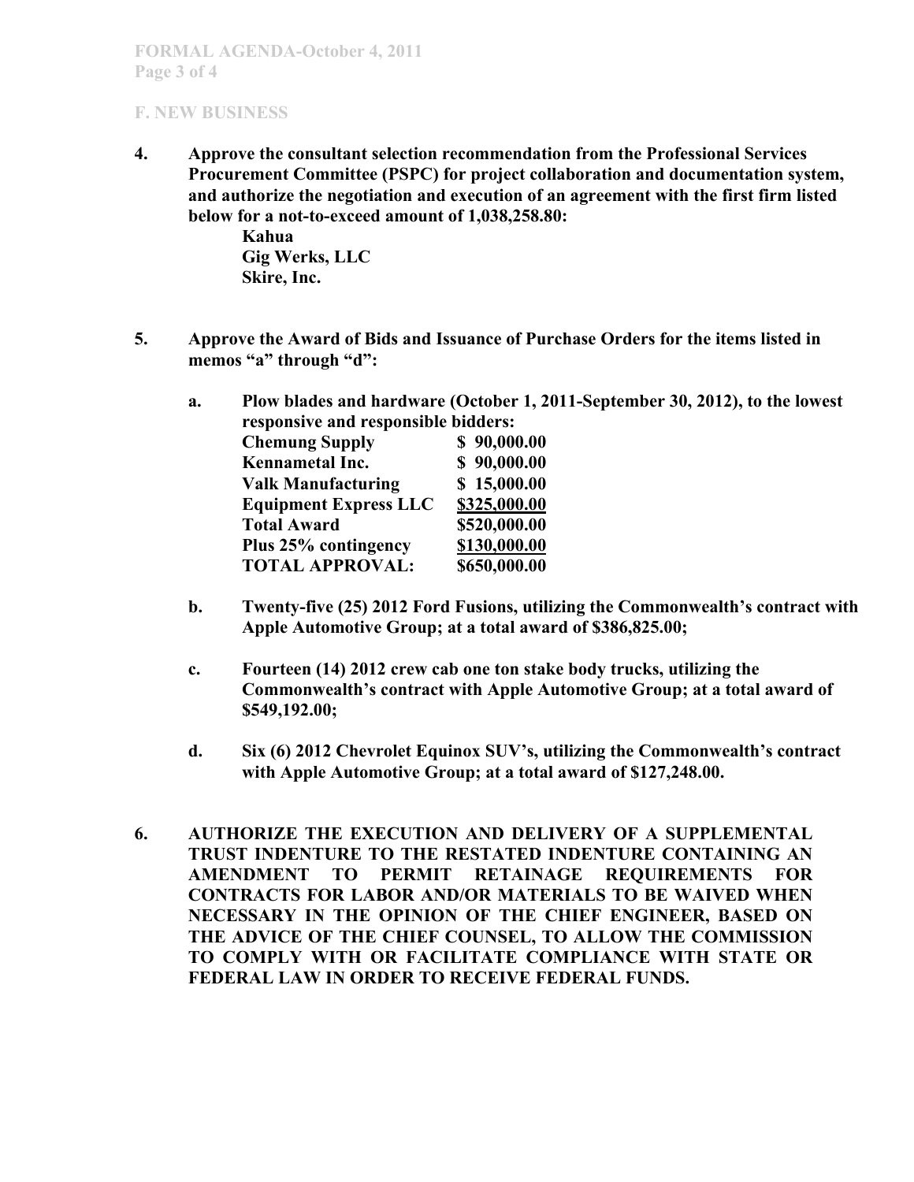## F. NEW BUSINESS

**4. Approve the consultant selection recommendation from the Professional Services Procurement Committee (PSPC) for project collaboration and documentation system, and authorize the negotiation and execution of an agreement with the first firm listed below for a not-to-exceed amount of 1,038,258.80:**

**Kahua**
**Gig Werks, LLC**
**Skire, Inc.**

**5. Approve the Award of Bids and Issuance of Purchase Orders for the items listed in memos "a" through "d":**

**a. Plow blades and hardware (October 1, 2011-September 30, 2012), to the lowest responsive and responsible bidders:**

| | |
|---|---|
| **Chemung Supply** | **$ 90,000.00** |
| **Kennametal Inc.** | **$ 90,000.00** |
| **Valk Manufacturing** | **$ 15,000.00** |
| **Equipment Express LLC** | **$325,000.00** |
| **Total Award** | **$520,000.00** |
| **Plus 25% contingency** | **$130,000.00** |
| **TOTAL APPROVAL:** | **$650,000.00** |

**b. Twenty-five (25) 2012 Ford Fusions, utilizing the Commonwealth's contract with Apple Automotive Group; at a total award of $386,825.00;**

**c. Fourteen (14) 2012 crew cab one ton stake body trucks, utilizing the Commonwealth's contract with Apple Automotive Group; at a total award of $549,192.00;**

**d. Six (6) 2012 Chevrolet Equinox SUV's, utilizing the Commonwealth's contract with Apple Automotive Group; at a total award of $127,248.00.**

**6. AUTHORIZE THE EXECUTION AND DELIVERY OF A SUPPLEMENTAL TRUST INDENTURE TO THE RESTATED INDENTURE CONTAINING AN AMENDMENT TO PERMIT RETAINAGE REQUIREMENTS FOR CONTRACTS FOR LABOR AND/OR MATERIALS TO BE WAIVED WHEN NECESSARY IN THE OPINION OF THE CHIEF ENGINEER, BASED ON THE ADVICE OF THE CHIEF COUNSEL, TO ALLOW THE COMMISSION TO COMPLY WITH OR FACILITATE COMPLIANCE WITH STATE OR FEDERAL LAW IN ORDER TO RECEIVE FEDERAL FUNDS.**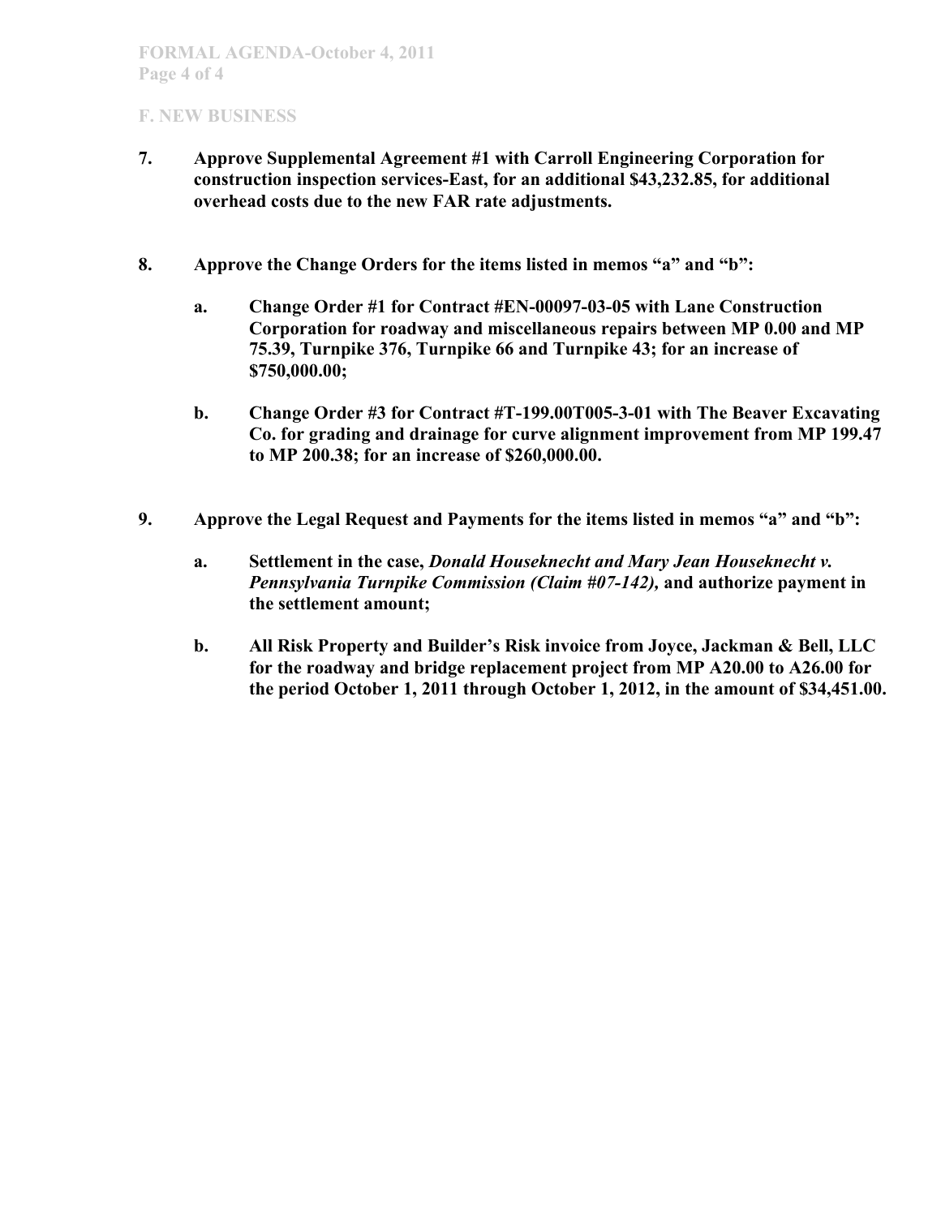## F. NEW BUSINESS

7. **Approve Supplemental Agreement #1 with Carroll Engineering Corporation for construction inspection services-East, for an additional $43,232.85, for additional overhead costs due to the new FAR rate adjustments.**

8. **Approve the Change Orders for the items listed in memos "a" and "b":**

   a. **Change Order #1 for Contract #EN-00097-03-05 with Lane Construction Corporation for roadway and miscellaneous repairs between MP 0.00 and MP 75.39, Turnpike 376, Turnpike 66 and Turnpike 43; for an increase of $750,000.00;**

   b. **Change Order #3 for Contract #T-199.00T005-3-01 with The Beaver Excavating Co. for grading and drainage for curve alignment improvement from MP 199.47 to MP 200.38; for an increase of $260,000.00.**

9. **Approve the Legal Request and Payments for the items listed in memos "a" and "b":**

   a. **Settlement in the case, *Donald Houseknecht and Mary Jean Houseknecht v. Pennsylvania Turnpike Commission (Claim #07-142),* and authorize payment in the settlement amount;**

   b. **All Risk Property and Builder's Risk invoice from Joyce, Jackman & Bell, LLC for the roadway and bridge replacement project from MP A20.00 to A26.00 for the period October 1, 2011 through October 1, 2012, in the amount of $34,451.00.**